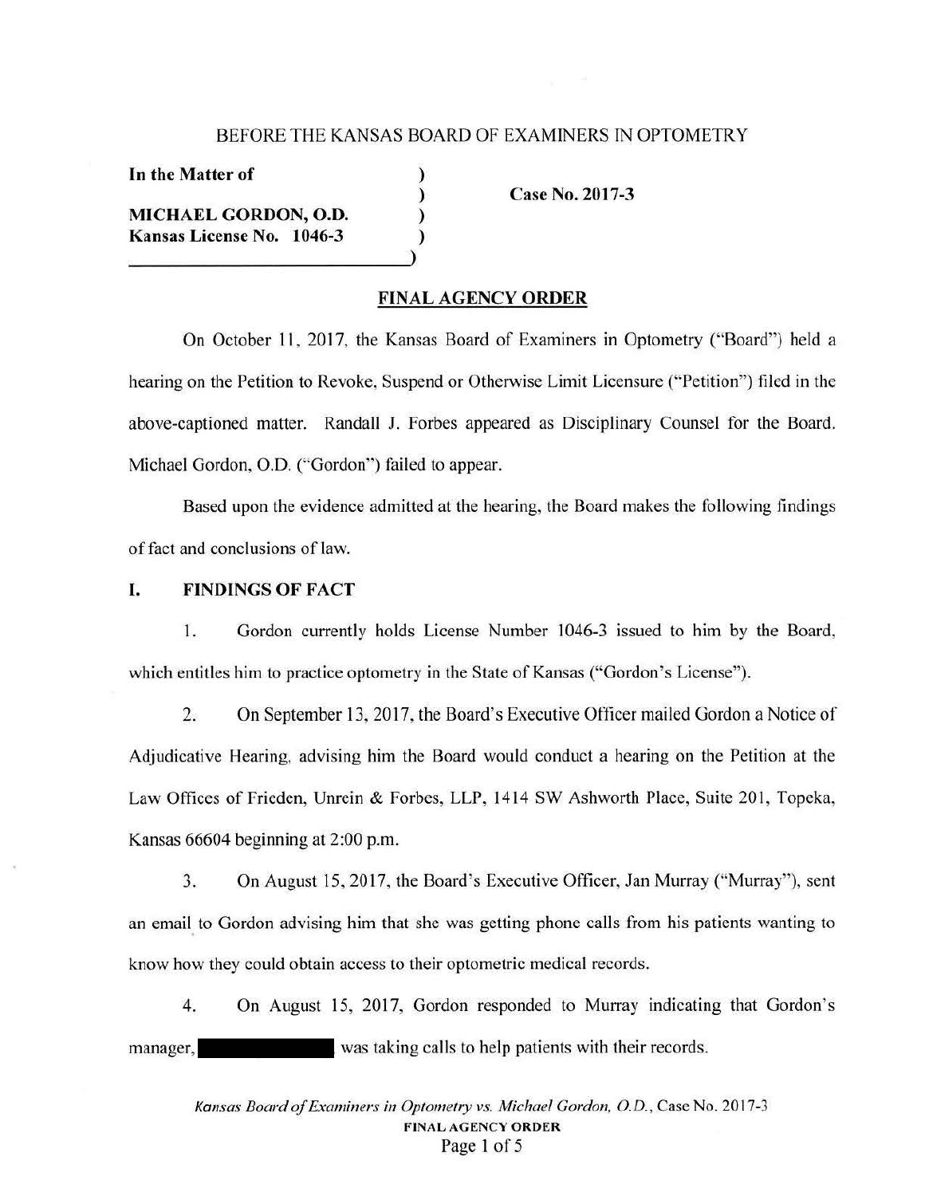BEFORE THE KANSAS BOARD OF EXAMINERS IN OPTOMETRY

**In the Matter of** )
) **Case No. 2017-3**
**MICHAEL GORDON, O.D.** )
**Kansas License No. 1046-3** )
)

## FINAL AGENCY ORDER

On October 11, 2017, the Kansas Board of Examiners in Optometry ("Board") held a hearing on the Petition to Revoke, Suspend or Otherwise Limit Licensure ("Petition") filed in the above-captioned matter. Randall J. Forbes appeared as Disciplinary Counsel for the Board. Michael Gordon, O.D. ("Gordon") failed to appear.

Based upon the evidence admitted at the hearing, the Board makes the following findings of fact and conclusions of law.

## I. FINDINGS OF FACT

1. Gordon currently holds License Number 1046-3 issued to him by the Board, which entitles him to practice optometry in the State of Kansas ("Gordon's License").

2. On September 13, 2017, the Board's Executive Officer mailed Gordon a Notice of Adjudicative Hearing, advising him the Board would conduct a hearing on the Petition at the Law Offices of Frieden, Unrein & Forbes, LLP, 1414 SW Ashworth Place, Suite 201, Topeka, Kansas 66604 beginning at 2:00 p.m.

3. On August 15, 2017, the Board's Executive Officer, Jan Murray ("Murray"), sent an email to Gordon advising him that she was getting phone calls from his patients wanting to know how they could obtain access to their optometric medical records.

4. On August 15, 2017, Gordon responded to Murray indicating that Gordon's manager, [REDACTED] was taking calls to help patients with their records.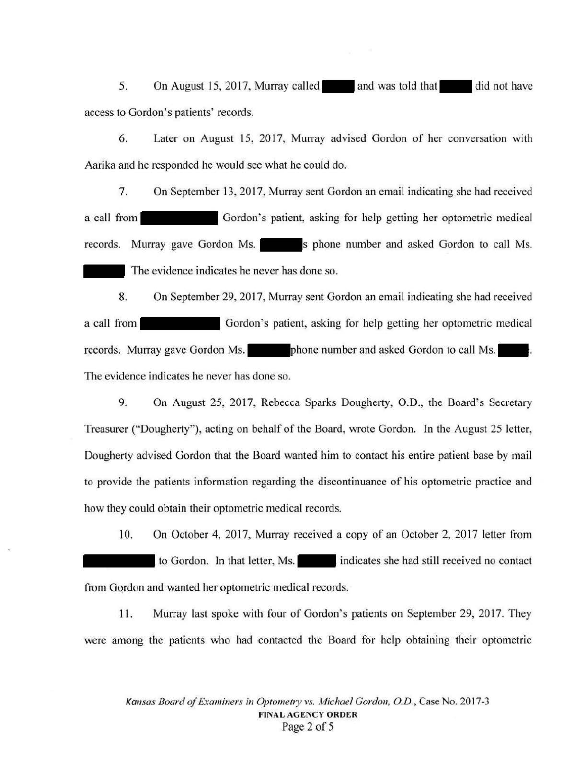5. On August 15, 2017, Murray called █████ and was told that █████ did not have access to Gordon's patients' records.

6. Later on August 15, 2017, Murray advised Gordon of her conversation with Aarika and he responded he would see what he could do.

7. On September 13, 2017, Murray sent Gordon an email indicating she had received a call from ██████████ Gordon's patient, asking for help getting her optometric medical records. Murray gave Gordon Ms. ██████s phone number and asked Gordon to call Ms. ██████ The evidence indicates he never has done so.

8. On September 29, 2017, Murray sent Gordon an email indicating she had received a call from ██████████ Gordon's patient, asking for help getting her optometric medical records. Murray gave Gordon Ms. ██████ phone number and asked Gordon to call Ms. █████. The evidence indicates he never has done so.

9. On August 25, 2017, Rebecca Sparks Dougherty, O.D., the Board's Secretary Treasurer ("Dougherty"), acting on behalf of the Board, wrote Gordon. In the August 25 letter, Dougherty advised Gordon that the Board wanted him to contact his entire patient base by mail to provide the patients information regarding the discontinuance of his optometric practice and how they could obtain their optometric medical records.

10. On October 4, 2017, Murray received a copy of an October 2, 2017 letter from ██████████ to Gordon. In that letter, Ms. ██████ indicates she had still received no contact from Gordon and wanted her optometric medical records.

11. Murray last spoke with four of Gordon's patients on September 29, 2017. They were among the patients who had contacted the Board for help obtaining their optometric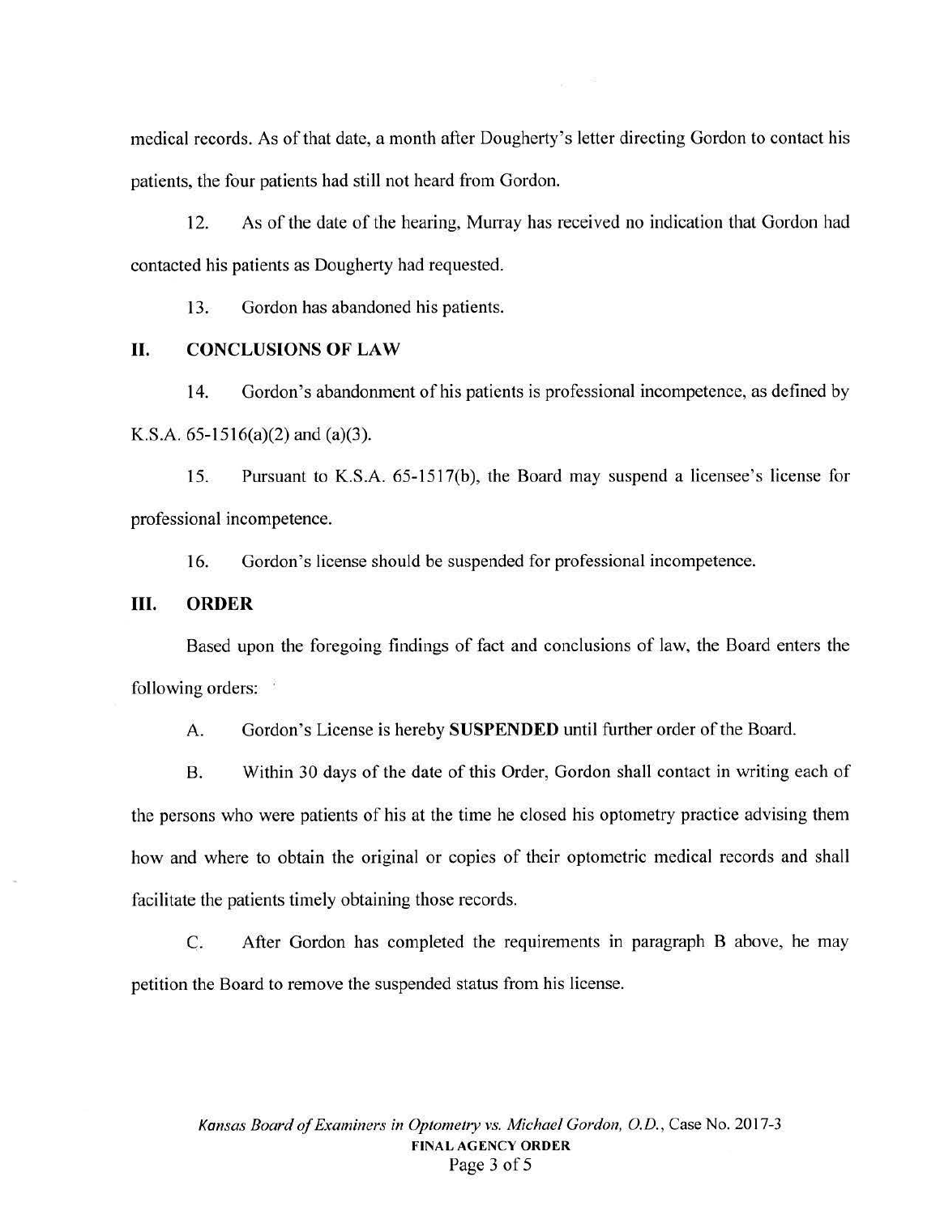medical records. As of that date, a month after Dougherty's letter directing Gordon to contact his patients, the four patients had still not heard from Gordon.

12. As of the date of the hearing, Murray has received no indication that Gordon had contacted his patients as Dougherty had requested.

13. Gordon has abandoned his patients.

## II. CONCLUSIONS OF LAW

14. Gordon's abandonment of his patients is professional incompetence, as defined by K.S.A. 65-1516(a)(2) and (a)(3).

15. Pursuant to K.S.A. 65-1517(b), the Board may suspend a licensee's license for professional incompetence.

16. Gordon's license should be suspended for professional incompetence.

## III. ORDER

Based upon the foregoing findings of fact and conclusions of law, the Board enters the following orders:

A. Gordon's License is hereby **SUSPENDED** until further order of the Board.

B. Within 30 days of the date of this Order, Gordon shall contact in writing each of the persons who were patients of his at the time he closed his optometry practice advising them how and where to obtain the original or copies of their optometric medical records and shall facilitate the patients timely obtaining those records.

C. After Gordon has completed the requirements in paragraph B above, he may petition the Board to remove the suspended status from his license.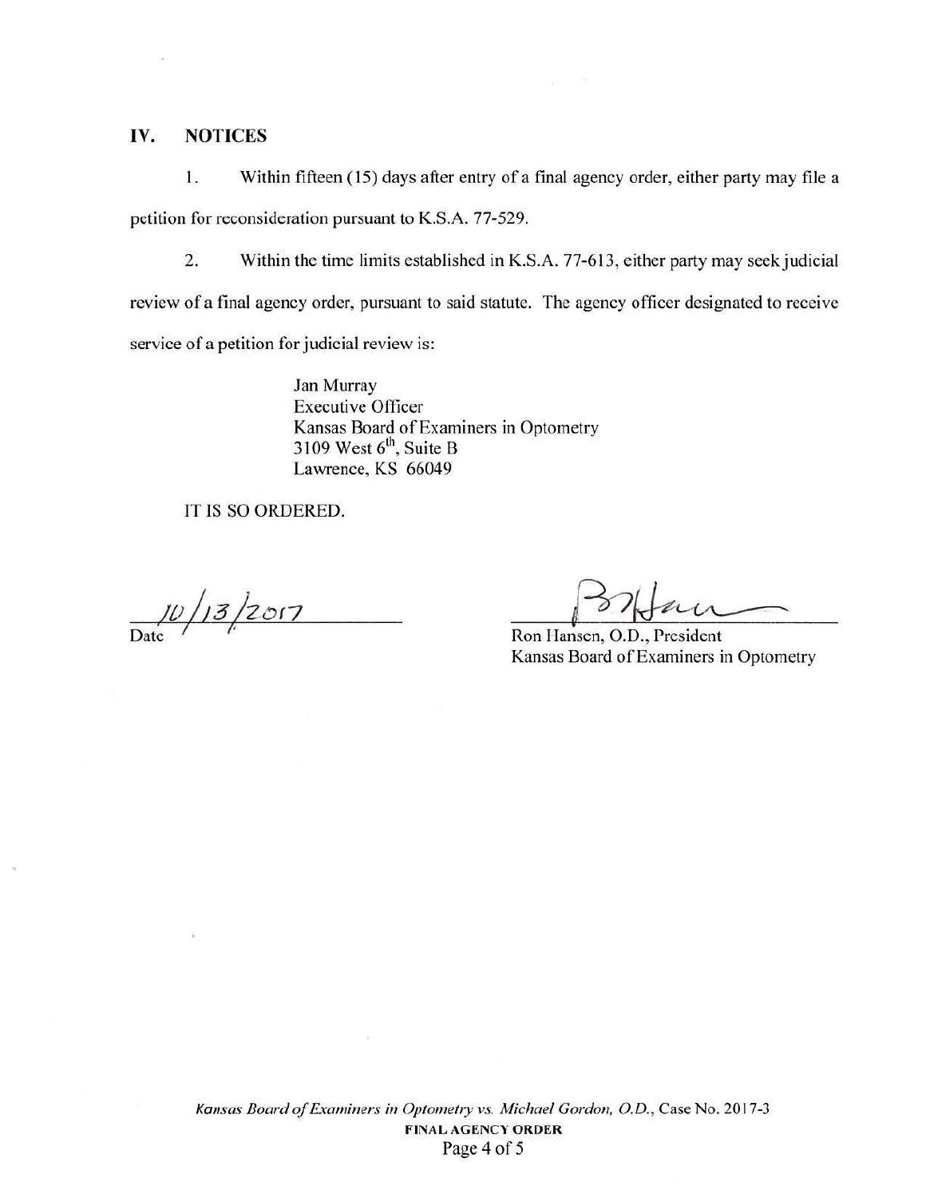## IV. NOTICES

1. Within fifteen (15) days after entry of a final agency order, either party may file a petition for reconsideration pursuant to K.S.A. 77-529.

2. Within the time limits established in K.S.A. 77-613, either party may seek judicial review of a final agency order, pursuant to said statute. The agency officer designated to receive service of a petition for judicial review is:

> Jan Murray
> Executive Officer
> Kansas Board of Examiners in Optometry
> 3109 West 6th, Suite B
> Lawrence, KS 66049

IT IS SO ORDERED.

10/13/2017
Date

Ron Hansen, O.D., President
Kansas Board of Examiners in Optometry

*Kansas Board of Examiners in Optometry vs. Michael Gordon, O.D.*, Case No. 2017-3
**FINAL AGENCY ORDER**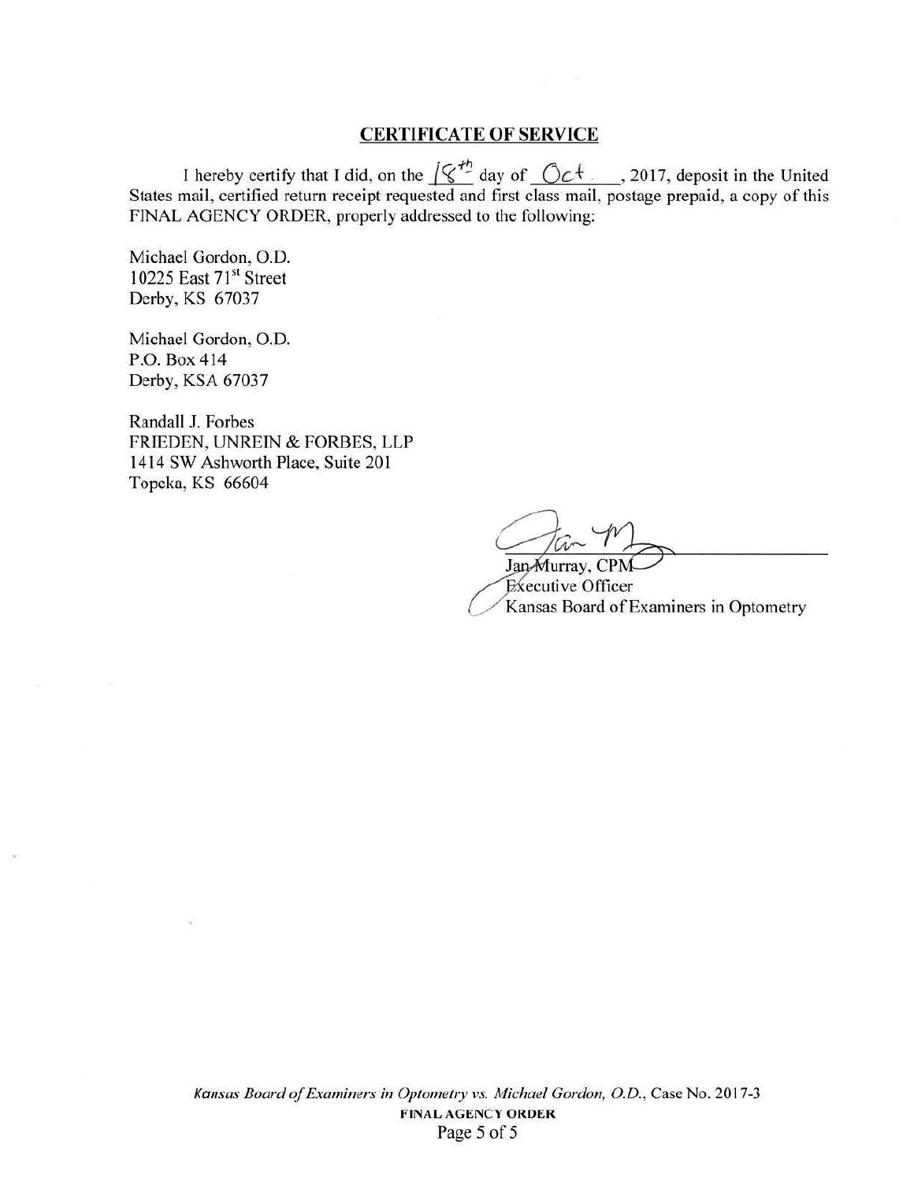## CERTIFICATE OF SERVICE

I hereby certify that I did, on the 18th day of Oct, 2017, deposit in the United States mail, certified return receipt requested and first class mail, postage prepaid, a copy of this FINAL AGENCY ORDER, properly addressed to the following:

Michael Gordon, O.D.
10225 East 71st Street
Derby, KS 67037

Michael Gordon, O.D.
P.O. Box 414
Derby, KSA 67037

Randall J. Forbes
FRIEDEN, UNREIN & FORBES, LLP
1414 SW Ashworth Place, Suite 201
Topeka, KS 66604

Jan Murray, CPM
Executive Officer
Kansas Board of Examiners in Optometry

*Kansas Board of Examiners in Optometry vs. Michael Gordon, O.D.*, Case No. 2017-3
FINAL AGENCY ORDER